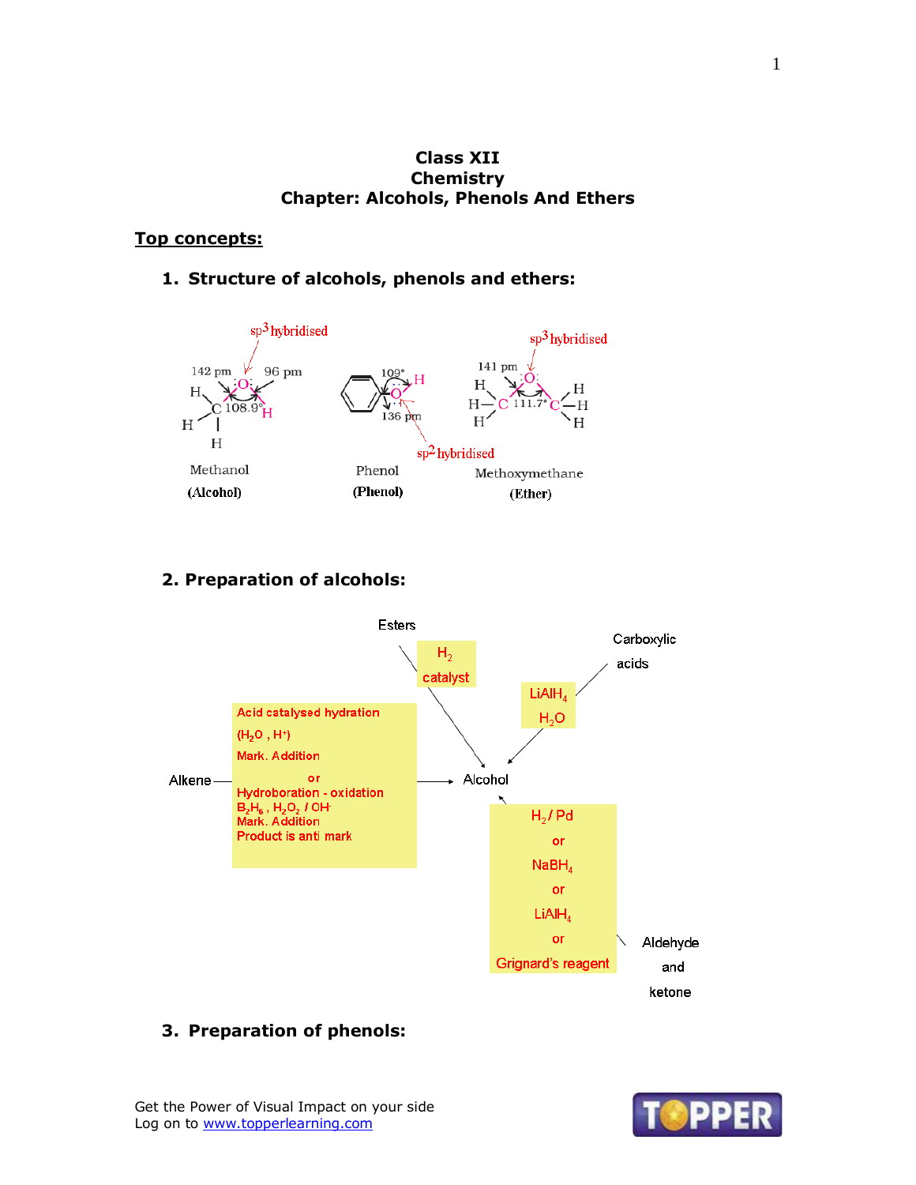# Class XII
# Chemistry
# Chapter: Alcohols, Phenols And Ethers

## Top concepts:

### 1. Structure of alcohols, phenols and ethers:

sp$^3$ hybridised

142 pm, 96 pm, 108.9°

Methanol
(Alcohol)

109°, 136 pm

sp$^2$ hybridised

Phenol
(Phenol)

sp$^3$ hybridised

141 pm, 111.7°

Methoxymethane
(Ether)

### 2. Preparation of alcohols:

- Esters → Alcohol: $H_2$ catalyst
- Carboxylic acids → Alcohol: $LiAlH_4$, $H_2O$
- Alkene → Alcohol: Acid catalysed hydration ($H_2O$, $H^+$) Mark. Addition or Hydroboration - oxidation $B_2H_6$, $H_2O_2$ / $OH^-$ Mark. Addition Product is anti mark
- Aldehyde and ketone → Alcohol: $H_2$ / Pd or $NaBH_4$ or $LiAlH_4$ or Grignard's reagent

### 3. Preparation of phenols: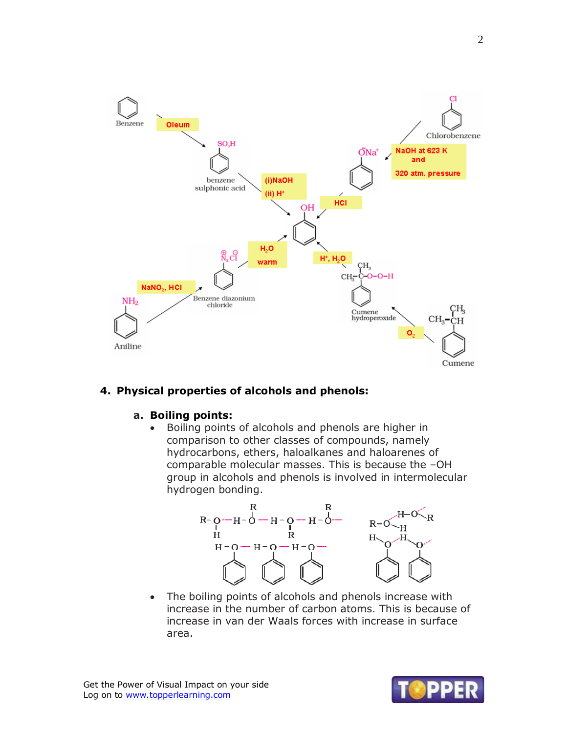Benzene

Oleum

$SO_3H$

benzene sulphonic acid

(i)NaOH

(ii) $H^+$

Chlorobenzene

NaOH at 623 K and 320 atm. pressure

$\bar{O}Na^+$

HCl

OH

$H_2O$ warm

$\overset{\oplus}{N_2}\overset{\ominus}{Cl}$

Benzene diazonium chloride

$NaNO_2$, HCl

$NH_2$

Aniline

$H^+$, $H_2O$

Cumene hydroperoxide

$O_2$

Cumene

## 4. Physical properties of alcohols and phenols:

### a. Boiling points:

- Boiling points of alcohols and phenols are higher in comparison to other classes of compounds, namely hydrocarbons, ethers, haloalkanes and haloarenes of comparable molecular masses. This is because the –OH group in alcohols and phenols is involved in intermolecular hydrogen bonding.
- The boiling points of alcohols and phenols increase with increase in the number of carbon atoms. This is because of increase in van der Waals forces with increase in surface area.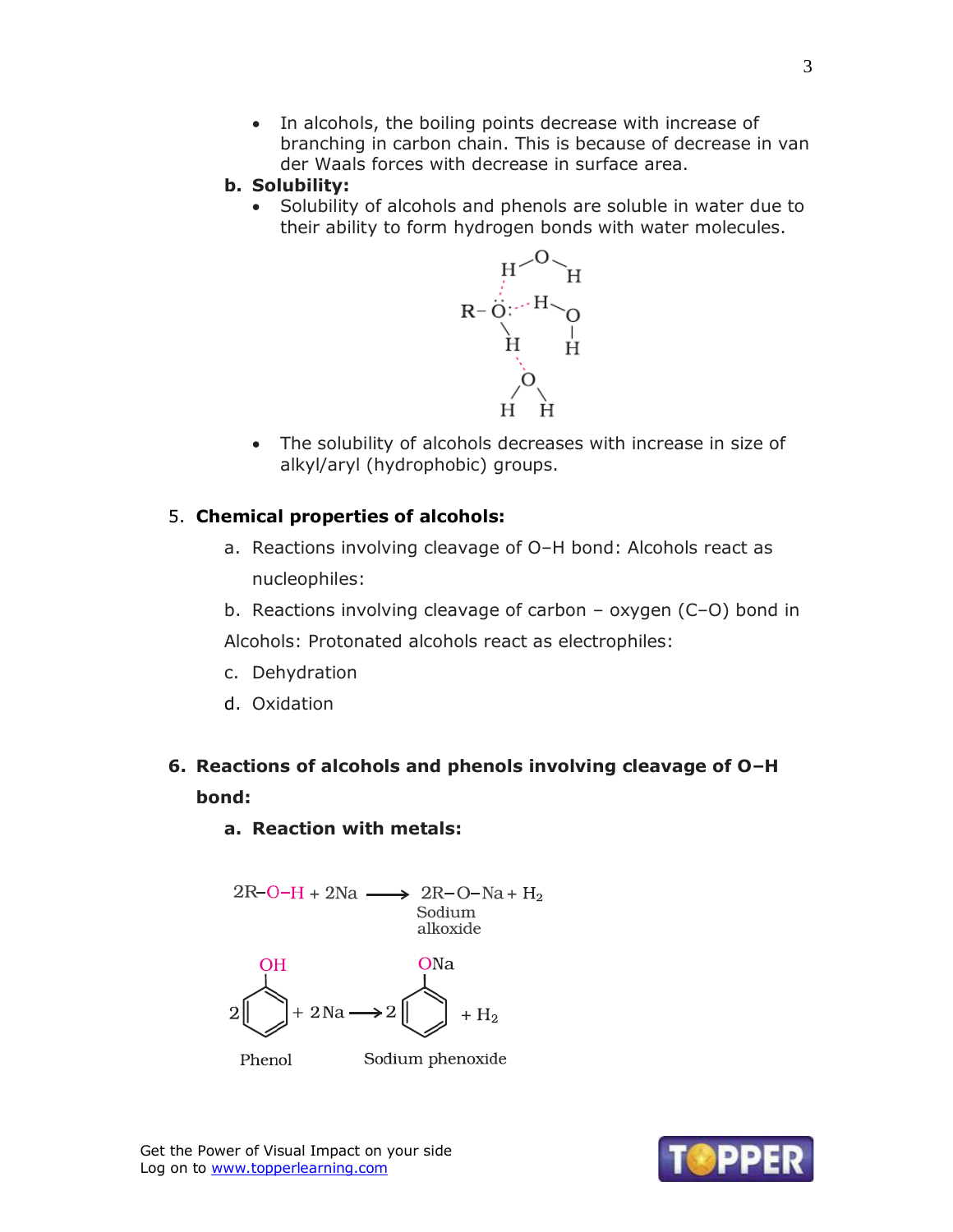- In alcohols, the boiling points decrease with increase of branching in carbon chain. This is because of decrease in van der Waals forces with decrease in surface area.

**b. Solubility:**

- Solubility of alcohols and phenols are soluble in water due to their ability to form hydrogen bonds with water molecules.

- The solubility of alcohols decreases with increase in size of alkyl/aryl (hydrophobic) groups.

## 5. Chemical properties of alcohols:

a. Reactions involving cleavage of O–H bond: Alcohols react as nucleophiles:

b. Reactions involving cleavage of carbon – oxygen (C–O) bond in Alcohols: Protonated alcohols react as electrophiles:

c. Dehydration

d. Oxidation

## 6. Reactions of alcohols and phenols involving cleavage of O–H bond:

**a. Reaction with metals:**

$$2R{-}O{-}H + 2Na \longrightarrow 2R{-}O{-}Na + H_2$$

Sodium alkoxide

$$2\,C_6H_5OH + 2Na \longrightarrow 2\,C_6H_5ONa + H_2$$

Phenol → Sodium phenoxide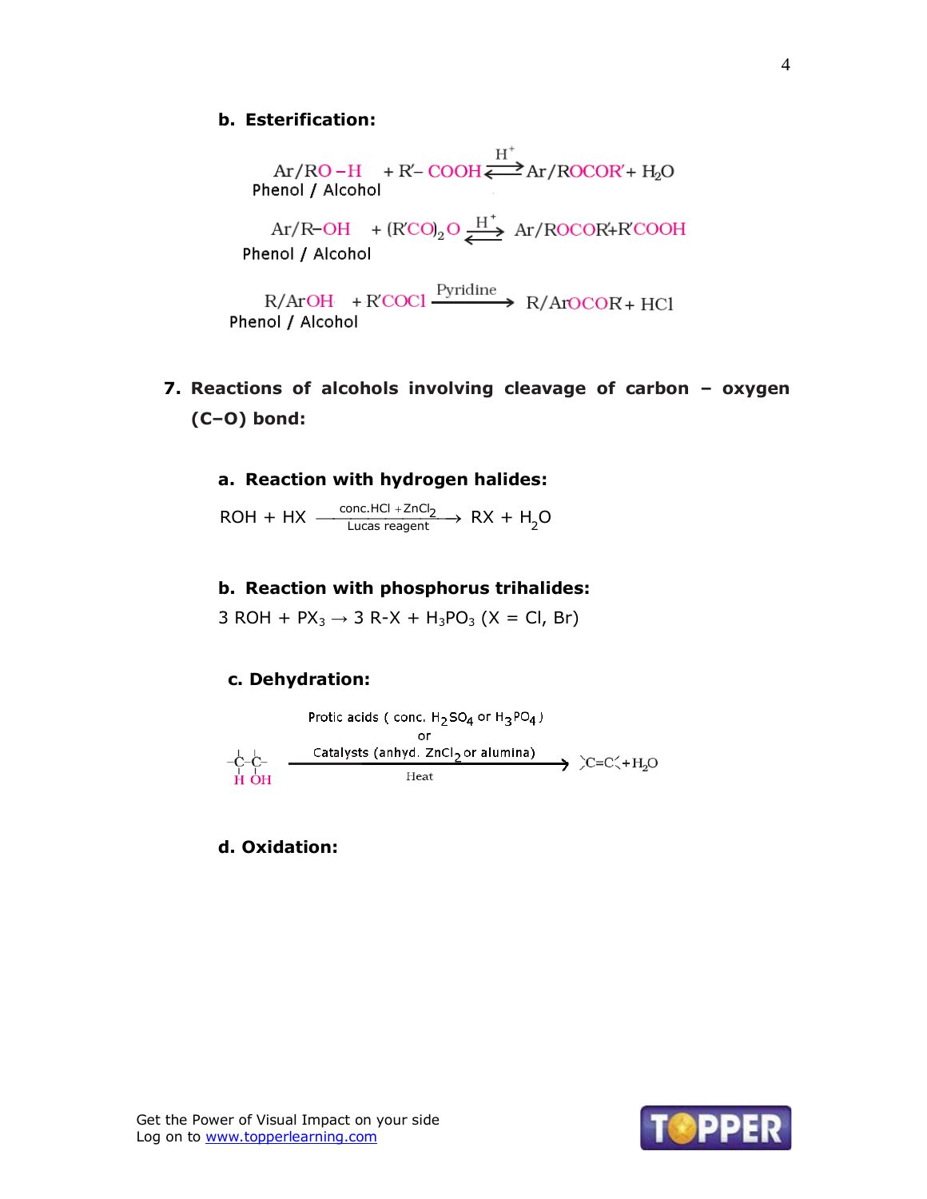**b. Esterification:**

$$\underset{\text{Phenol / Alcohol}}{Ar/RO-H} + R'-COOH \overset{H^+}{\rightleftharpoons} Ar/ROCOR' + H_2O$$

$$\underset{\text{Phenol / Alcohol}}{Ar/R-OH} + (R'CO)_2O \overset{H^+}{\rightleftharpoons} Ar/ROCOR' + R'COOH$$

$$\underset{\text{Phenol / Alcohol}}{R/ArOH} + R'COCl \xrightarrow{\text{Pyridine}} R/ArOCOR' + HCl$$

**7. Reactions of alcohols involving cleavage of carbon – oxygen (C–O) bond:**

**a. Reaction with hydrogen halides:**

$$ROH + HX \xrightarrow[\text{Lucas reagent}]{\text{conc.HCl} + ZnCl_2} RX + H_2O$$

**b. Reaction with phosphorus trihalides:**

$3\ ROH + PX_3 \rightarrow 3\ R\text{-}X + H_3PO_3$ (X = Cl, Br)

**c. Dehydration:**

$$\underset{\text{H}\ \ \text{OH}}{-\overset{|}{\underset{|}{C}}-\overset{|}{\underset{|}{C}}-} \xrightarrow[\text{Heat}]{\text{Protic acids ( conc. } H_2SO_4 \text{ or } H_3PO_4\text{) or Catalysts (anhyd. } ZnCl_2 \text{ or alumina)}} \rangle C=C\langle + H_2O$$

**d. Oxidation:**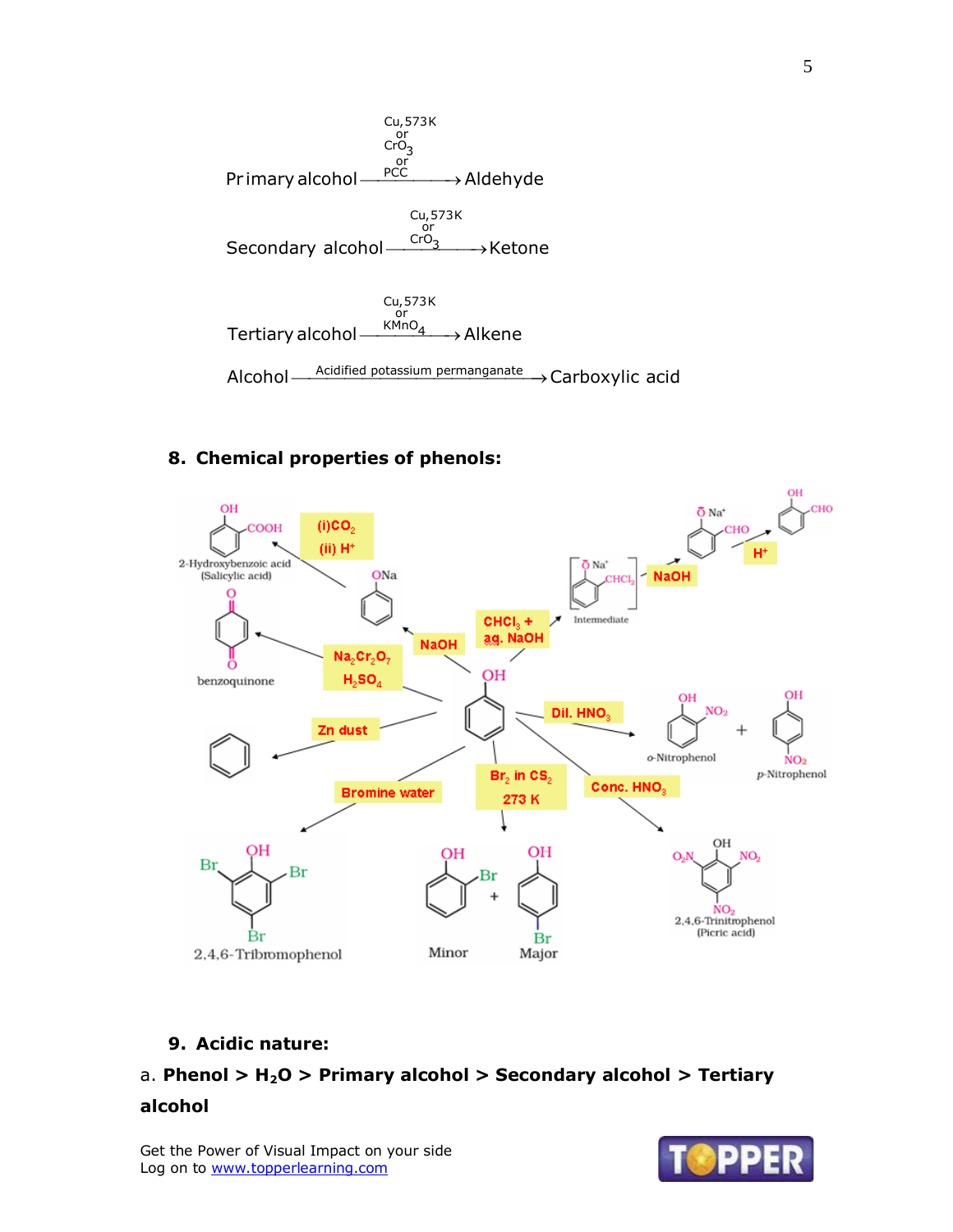$$\text{Primary alcohol} \xrightarrow{\text{Cu, 573K or } CrO_3 \text{ or PCC}} \text{Aldehyde}$$

$$\text{Secondary alcohol} \xrightarrow{\text{Cu, 573K or } CrO_3} \text{Ketone}$$

$$\text{Tertiary alcohol} \xrightarrow{\text{Cu, 573K or } KMnO_4} \text{Alkene}$$

$$\text{Alcohol} \xrightarrow{\text{Acidified potassium permanganate}} \text{Carboxylic acid}$$

## 8. Chemical properties of phenols:

- Phenol $\xrightarrow{NaOH}$ Sodium phenoxide (ONa) $\xrightarrow{(i) CO_2, (ii) H^+}$ 2-Hydroxybenzoic acid (Salicylic acid)
- Phenol $\xrightarrow{CHCl_3 + aq.\ NaOH}$ Intermediate ($\bar{O}Na^+$, $CHCl_2$) $\xrightarrow{NaOH}$ ($\bar{O}Na^+$, CHO) $\xrightarrow{H^+}$ Salicylaldehyde (OH, CHO)
- Phenol $\xrightarrow{Na_2Cr_2O_7, H_2SO_4}$ benzoquinone
- Phenol $\xrightarrow{\text{Zn dust}}$ Benzene
- Phenol $\xrightarrow{\text{Dil. } HNO_3}$ o-Nitrophenol + p-Nitrophenol
- Phenol $\xrightarrow{\text{Bromine water}}$ 2,4,6-Tribromophenol
- Phenol $\xrightarrow{Br_2 \text{ in } CS_2, 273\ K}$ o-Bromophenol (Minor) + p-Bromophenol (Major)
- Phenol $\xrightarrow{\text{Conc. } HNO_3}$ 2,4,6-Trinitrophenol (Picric acid)

## 9. Acidic nature:

a. **Phenol > $H_2O$ > Primary alcohol > Secondary alcohol > Tertiary alcohol**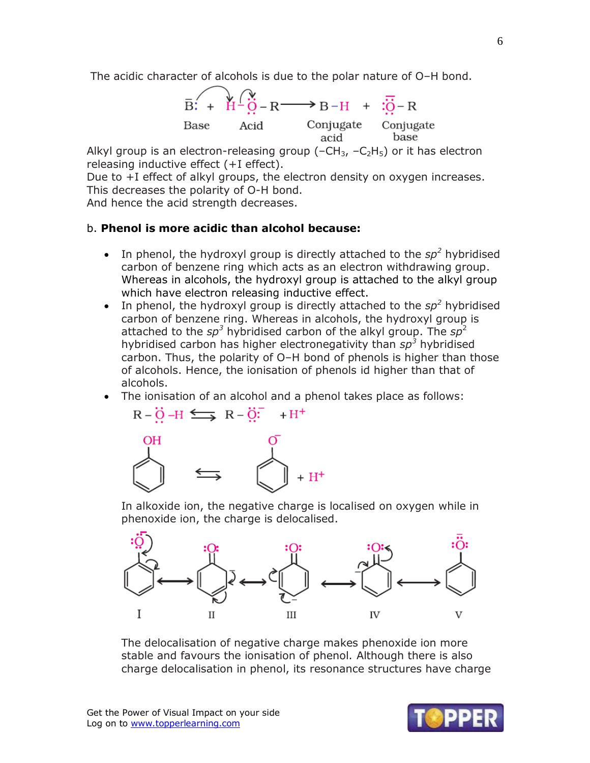The acidic character of alcohols is due to the polar nature of O–H bond.

$$\ddot{B} + H-\ddot{O}-R \longrightarrow B-H + :\ddot{O}^{-}-R$$

Base Acid Conjugate acid Conjugate base

Alkyl group is an electron-releasing group ($-CH_3$, $-C_2H_5$) or it has electron releasing inductive effect (+I effect).
Due to +I effect of alkyl groups, the electron density on oxygen increases. This decreases the polarity of O-H bond.
And hence the acid strength decreases.

b. **Phenol is more acidic than alcohol because:**

- In phenol, the hydroxyl group is directly attached to the $sp^2$ hybridised carbon of benzene ring which acts as an electron withdrawing group. Whereas in alcohols, the hydroxyl group is attached to the alkyl group which have electron releasing inductive effect.
- In phenol, the hydroxyl group is directly attached to the $sp^2$ hybridised carbon of benzene ring. Whereas in alcohols, the hydroxyl group is attached to the $sp^3$ hybridised carbon of the alkyl group. The $sp^2$ hybridised carbon has higher electronegativity than $sp^3$ hybridised carbon. Thus, the polarity of O–H bond of phenols is higher than those of alcohols. Hence, the ionisation of phenols id higher than that of alcohols.
- The ionisation of an alcohol and a phenol takes place as follows:

$$R-\ddot{O}-H \rightleftharpoons R-\ddot{O}:^{-} + H^{+}$$

$$C_6H_5OH \rightleftharpoons C_6H_5O^{-} + H^{+}$$

In alkoxide ion, the negative charge is localised on oxygen while in phenoxide ion, the charge is delocalised.

I ⟷ II ⟷ III ⟷ IV ⟷ V

The delocalisation of negative charge makes phenoxide ion more stable and favours the ionisation of phenol. Although there is also charge delocalisation in phenol, its resonance structures have charge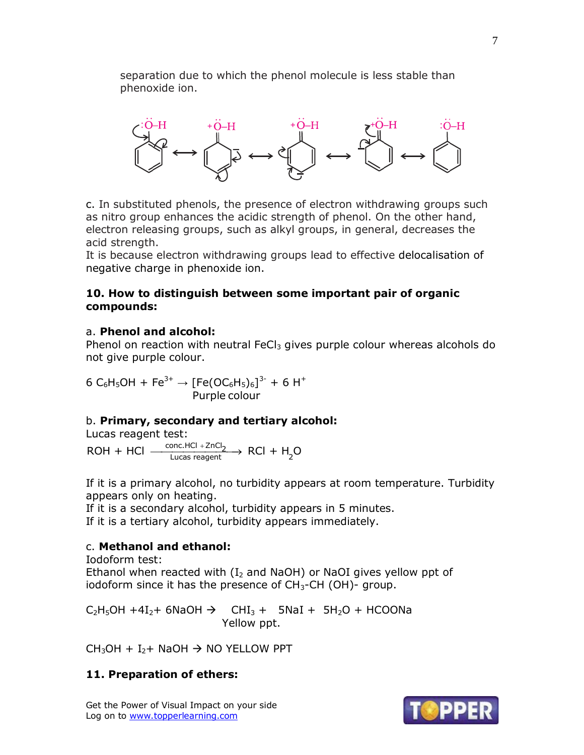separation due to which the phenol molecule is less stable than phenoxide ion.

c. In substituted phenols, the presence of electron withdrawing groups such as nitro group enhances the acidic strength of phenol. On the other hand, electron releasing groups, such as alkyl groups, in general, decreases the acid strength.
It is because electron withdrawing groups lead to effective delocalisation of negative charge in phenoxide ion.

**10. How to distinguish between some important pair of organic compounds:**

a. **Phenol and alcohol:**
Phenol on reaction with neutral $FeCl_3$ gives purple colour whereas alcohols do not give purple colour.

$$6\ C_6H_5OH + Fe^{3+} \rightarrow \underset{\text{Purple colour}}{[Fe(OC_6H_5)_6]^{3-}} + 6\ H^+$$

b. **Primary, secondary and tertiary alcohol:**
Lucas reagent test:

$$ROH + HCl \xrightarrow[\text{Lucas reagent}]{\text{conc.HCl + ZnCl}_2} RCl + H_2O$$

If it is a primary alcohol, no turbidity appears at room temperature. Turbidity appears only on heating.
If it is a secondary alcohol, turbidity appears in 5 minutes.
If it is a tertiary alcohol, turbidity appears immediately.

c. **Methanol and ethanol:**
Iodoform test:
Ethanol when reacted with ($I_2$ and NaOH) or NaOI gives yellow ppt of iodoform since it has the presence of $CH_3$-CH (OH)- group.

$$C_2H_5OH + 4I_2 + 6NaOH \rightarrow \underset{\text{Yellow ppt.}}{CHI_3} + 5NaI + 5H_2O + HCOONa$$

$CH_3OH + I_2 + NaOH \rightarrow$ NO YELLOW PPT

**11. Preparation of ethers:**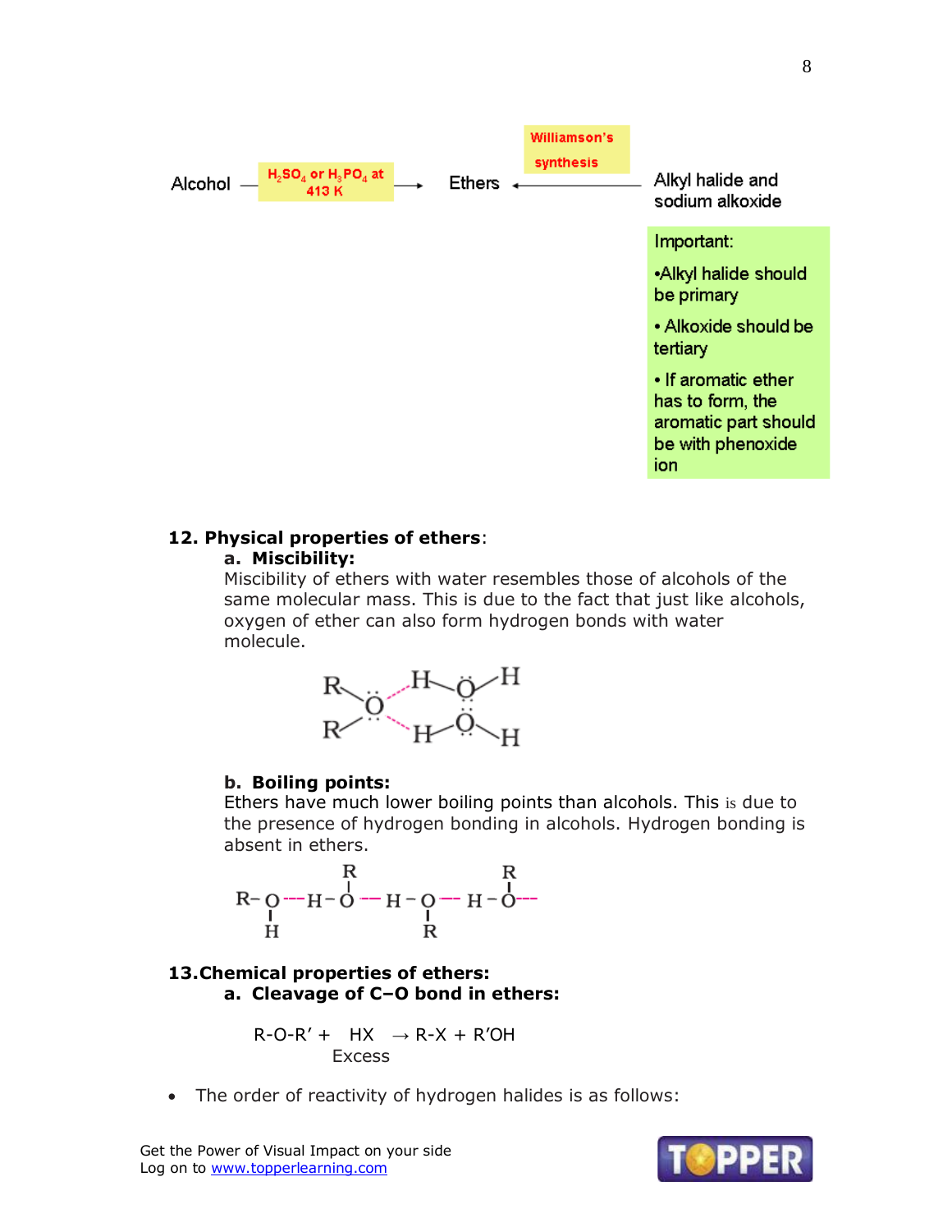Alcohol — $H_2SO_4$ or $H_3PO_4$ at 413 K → Ethers ← Williamson's synthesis — Alkyl halide and sodium alkoxide

Important:

- Alkyl halide should be primary
- Alkoxide should be tertiary
- If aromatic ether has to form, the aromatic part should be with phenoxide ion

**12. Physical properties of ethers**:

**a. Miscibility:**

Miscibility of ethers with water resembles those of alcohols of the same molecular mass. This is due to the fact that just like alcohols, oxygen of ether can also form hydrogen bonds with water molecule.

**b. Boiling points:**

Ethers have much lower boiling points than alcohols. This is due to the presence of hydrogen bonding in alcohols. Hydrogen bonding is absent in ethers.

**13. Chemical properties of ethers:**

**a. Cleavage of C–O bond in ethers:**

$$R\text{-}O\text{-}R' + \underset{\text{Excess}}{HX} \rightarrow R\text{-}X + R'OH$$

- The order of reactivity of hydrogen halides is as follows: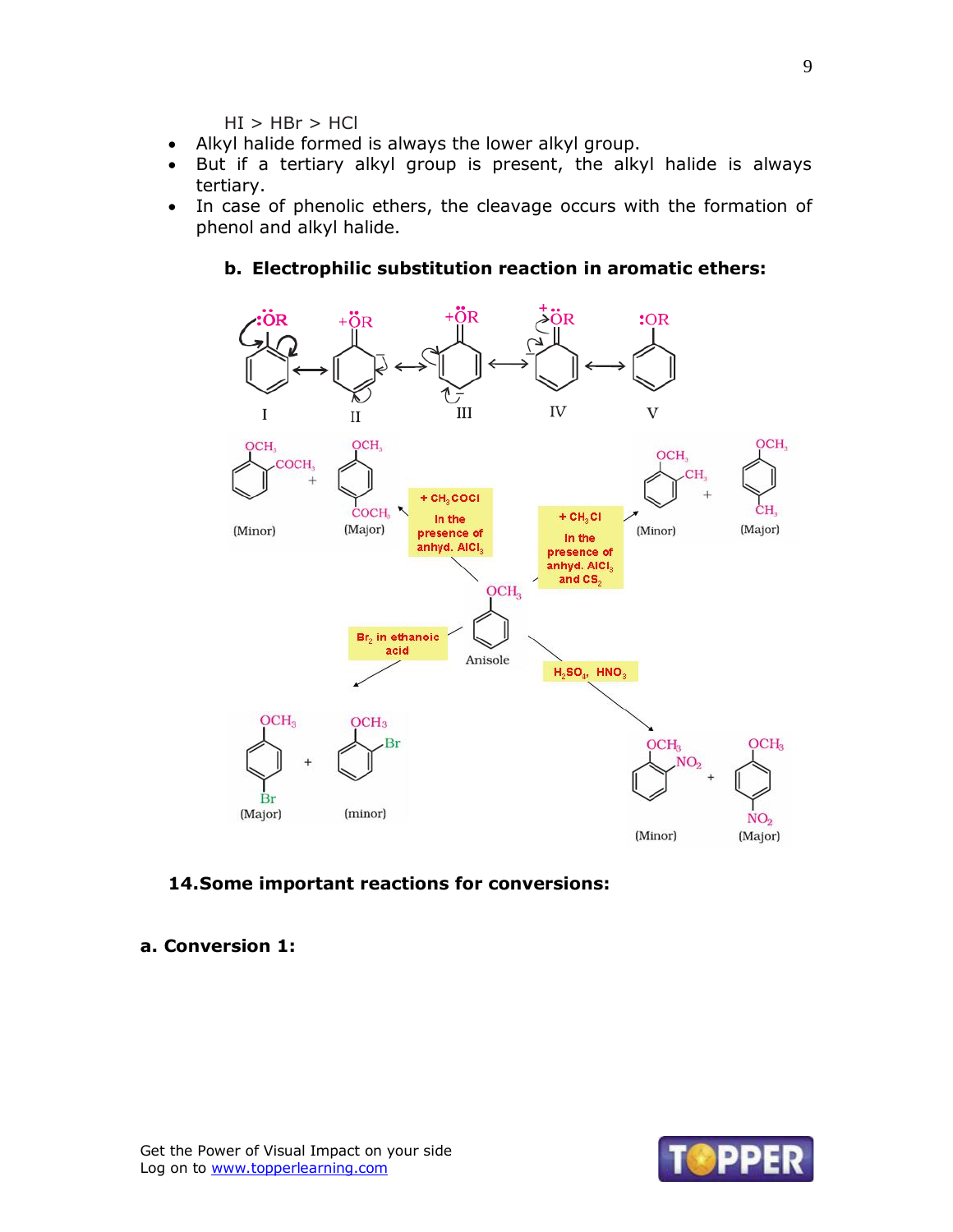HI > HBr > HCl

- Alkyl halide formed is always the lower alkyl group.
- But if a tertiary alkyl group is present, the alkyl halide is always tertiary.
- In case of phenolic ethers, the cleavage occurs with the formation of phenol and alkyl halide.

**b. Electrophilic substitution reaction in aromatic ethers:**

I ⟷ II ⟷ III ⟷ IV ⟷ V

Anisole + $CH_3COCl$ (In the presence of anhyd. $AlCl_3$) → $OCH_3$/$COCH_3$ (ortho, Minor) + $OCH_3$/$COCH_3$ (para, Major)

Anisole + $CH_3Cl$ (In the presence of anhyd. $AlCl_3$ and $CS_2$) → $OCH_3$/$CH_3$ (ortho, Minor) + $OCH_3$/$CH_3$ (para, Major)

Anisole + $Br_2$ in ethanoic acid → $OCH_3$/Br (para, Major) + $OCH_3$/Br (ortho, minor)

Anisole + $H_2SO_4$, $HNO_3$ → $OCH_3$/$NO_2$ (ortho, Minor) + $OCH_3$/$NO_2$ (para, Major)

## 14. Some important reactions for conversions:

### a. Conversion 1: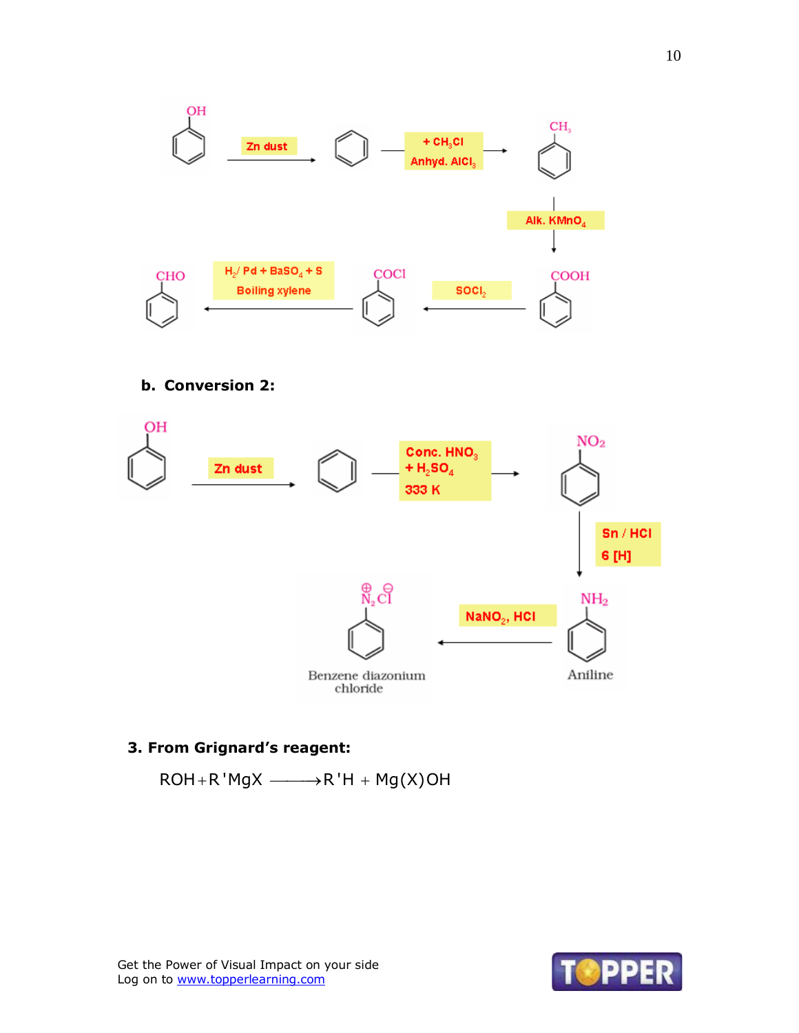$$C_6H_5OH \xrightarrow{\text{Zn dust}} C_6H_6 \xrightarrow[\text{Anhyd. } AlCl_3]{+ CH_3Cl} C_6H_5CH_3 \xrightarrow{\text{Alk. } KMnO_4} C_6H_5COOH \xrightarrow{SOCl_2} C_6H_5COCl \xrightarrow[\text{Boiling xylene}]{H_2/Pd + BaSO_4 + S} C_6H_5CHO$$

**b. Conversion 2:**

$$C_6H_5OH \xrightarrow{\text{Zn dust}} C_6H_6 \xrightarrow[333\ K]{\text{Conc. } HNO_3 + H_2SO_4} C_6H_5NO_2 \xrightarrow[6\ [H]]{Sn / HCl} \underset{\text{Aniline}}{C_6H_5NH_2} \xrightarrow{NaNO_2,\ HCl} \underset{\text{Benzene diazonium chloride}}{C_6H_5\overset{\oplus}{N_2}\overset{\ominus}{Cl}}$$

**3. From Grignard's reagent:**

$$ROH + R'MgX \longrightarrow R'H + Mg(X)OH$$